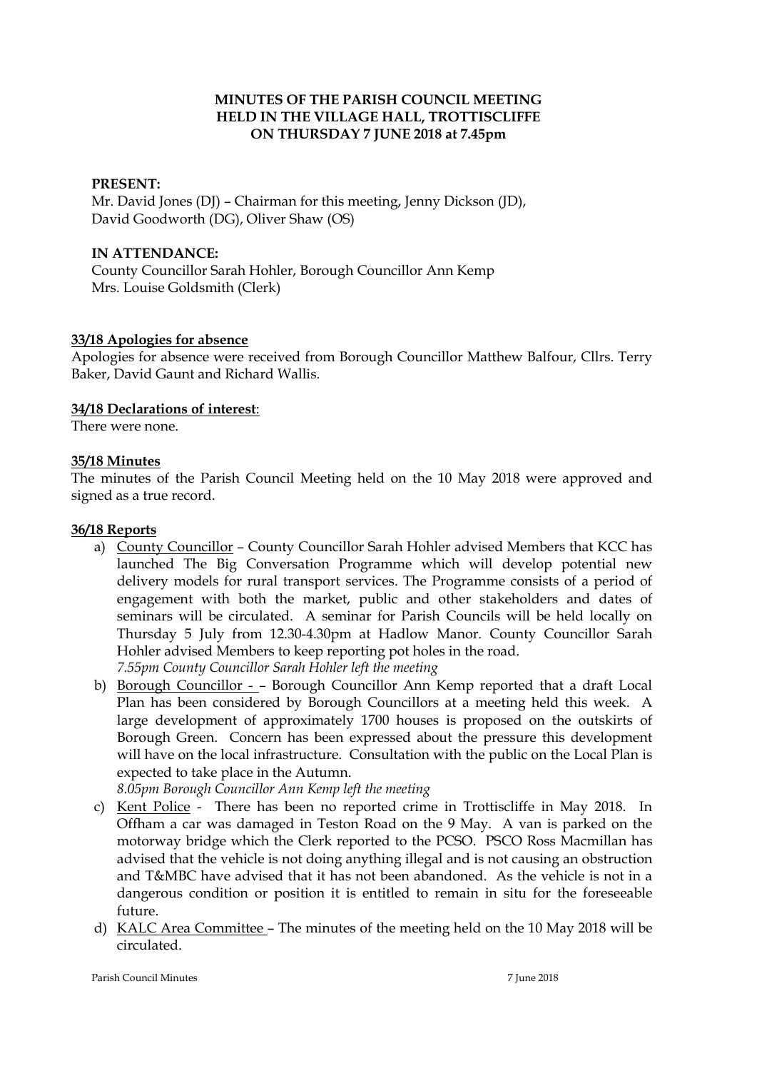**MINUTES OF THE PARISH COUNCIL MEETING**
**HELD IN THE VILLAGE HALL, TROTTISCLIFFE**
**ON THURSDAY 7 JUNE 2018 at 7.45pm**

**PRESENT:**
Mr. David Jones (DJ) – Chairman for this meeting, Jenny Dickson (JD), David Goodworth (DG), Oliver Shaw (OS)

**IN ATTENDANCE:**
County Councillor Sarah Hohler, Borough Councillor Ann Kemp
Mrs. Louise Goldsmith (Clerk)

**33/18 Apologies for absence**

Apologies for absence were received from Borough Councillor Matthew Balfour, Cllrs. Terry Baker, David Gaunt and Richard Wallis.

**34/18 Declarations of interest**:

There were none.

**35/18 Minutes**

The minutes of the Parish Council Meeting held on the 10 May 2018 were approved and signed as a true record.

**36/18 Reports**

a) County Councillor – County Councillor Sarah Hohler advised Members that KCC has launched The Big Conversation Programme which will develop potential new delivery models for rural transport services. The Programme consists of a period of engagement with both the market, public and other stakeholders and dates of seminars will be circulated. A seminar for Parish Councils will be held locally on Thursday 5 July from 12.30-4.30pm at Hadlow Manor. County Councillor Sarah Hohler advised Members to keep reporting pot holes in the road.
*7.55pm County Councillor Sarah Hohler left the meeting*

b) Borough Councillor - – Borough Councillor Ann Kemp reported that a draft Local Plan has been considered by Borough Councillors at a meeting held this week. A large development of approximately 1700 houses is proposed on the outskirts of Borough Green. Concern has been expressed about the pressure this development will have on the local infrastructure. Consultation with the public on the Local Plan is expected to take place in the Autumn.
*8.05pm Borough Councillor Ann Kemp left the meeting*

c) Kent Police - There has been no reported crime in Trottiscliffe in May 2018. In Offham a car was damaged in Teston Road on the 9 May. A van is parked on the motorway bridge which the Clerk reported to the PCSO. PSCO Ross Macmillan has advised that the vehicle is not doing anything illegal and is not causing an obstruction and T&MBC have advised that it has not been abandoned. As the vehicle is not in a dangerous condition or position it is entitled to remain in situ for the foreseeable future.

d) KALC Area Committee – The minutes of the meeting held on the 10 May 2018 will be circulated.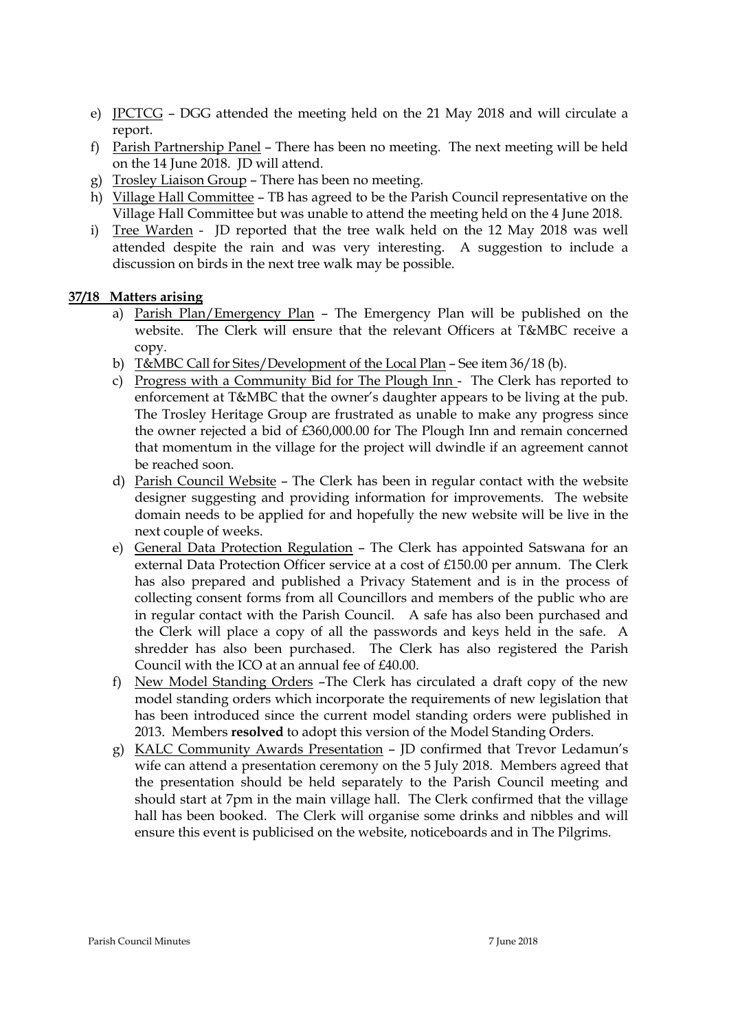e) JPCTCG – DGG attended the meeting held on the 21 May 2018 and will circulate a report.
f) Parish Partnership Panel – There has been no meeting. The next meeting will be held on the 14 June 2018. JD will attend.
g) Trosley Liaison Group – There has been no meeting.
h) Village Hall Committee – TB has agreed to be the Parish Council representative on the Village Hall Committee but was unable to attend the meeting held on the 4 June 2018.
i) Tree Warden - JD reported that the tree walk held on the 12 May 2018 was well attended despite the rain and was very interesting. A suggestion to include a discussion on birds in the next tree walk may be possible.

**37/18 Matters arising**

a) Parish Plan/Emergency Plan – The Emergency Plan will be published on the website. The Clerk will ensure that the relevant Officers at T&MBC receive a copy.
b) T&MBC Call for Sites/Development of the Local Plan – See item 36/18 (b).
c) Progress with a Community Bid for The Plough Inn - The Clerk has reported to enforcement at T&MBC that the owner's daughter appears to be living at the pub. The Trosley Heritage Group are frustrated as unable to make any progress since the owner rejected a bid of £360,000.00 for The Plough Inn and remain concerned that momentum in the village for the project will dwindle if an agreement cannot be reached soon.
d) Parish Council Website – The Clerk has been in regular contact with the website designer suggesting and providing information for improvements. The website domain needs to be applied for and hopefully the new website will be live in the next couple of weeks.
e) General Data Protection Regulation – The Clerk has appointed Satswana for an external Data Protection Officer service at a cost of £150.00 per annum. The Clerk has also prepared and published a Privacy Statement and is in the process of collecting consent forms from all Councillors and members of the public who are in regular contact with the Parish Council. A safe has also been purchased and the Clerk will place a copy of all the passwords and keys held in the safe. A shredder has also been purchased. The Clerk has also registered the Parish Council with the ICO at an annual fee of £40.00.
f) New Model Standing Orders –The Clerk has circulated a draft copy of the new model standing orders which incorporate the requirements of new legislation that has been introduced since the current model standing orders were published in 2013. Members **resolved** to adopt this version of the Model Standing Orders.
g) KALC Community Awards Presentation – JD confirmed that Trevor Ledamun's wife can attend a presentation ceremony on the 5 July 2018. Members agreed that the presentation should be held separately to the Parish Council meeting and should start at 7pm in the main village hall. The Clerk confirmed that the village hall has been booked. The Clerk will organise some drinks and nibbles and will ensure this event is publicised on the website, noticeboards and in The Pilgrims.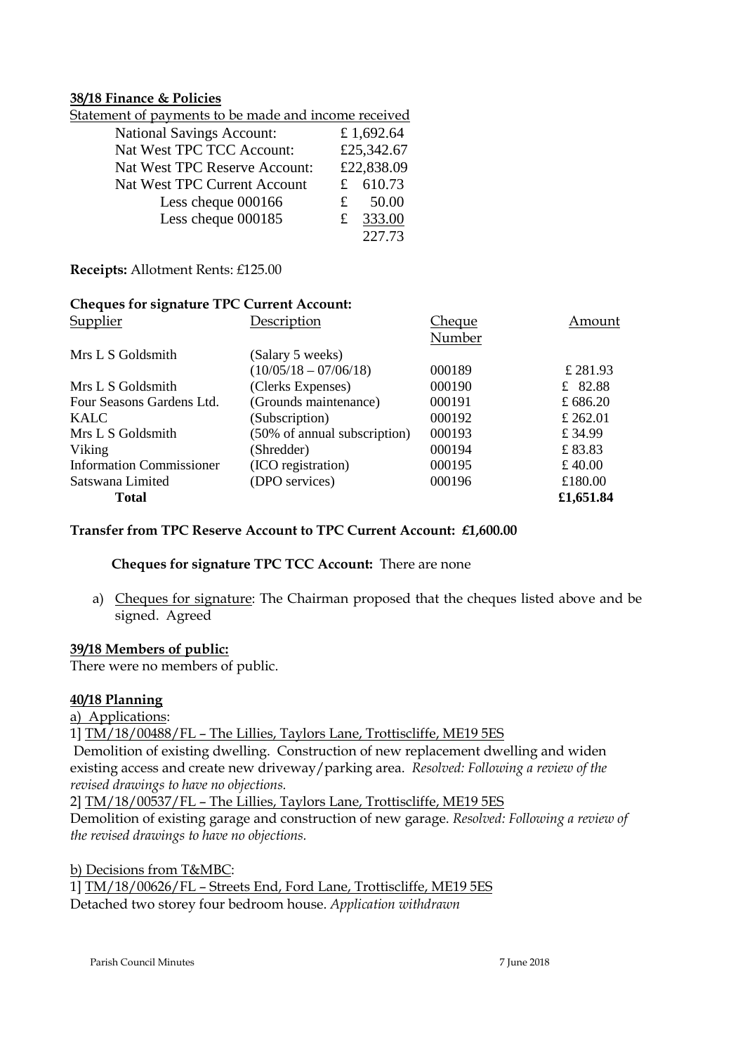**38/18 Finance & Policies**

Statement of payments to be made and income received

| | |
|---|---|
| National Savings Account: | £ 1,692.64 |
| Nat West TPC TCC Account: | £25,342.67 |
| Nat West TPC Reserve Account: | £22,838.09 |
| Nat West TPC Current Account | £ 610.73 |
| Less cheque 000166 | £ 50.00 |
| Less cheque 000185 | £ 333.00 |
| | 227.73 |

**Receipts:** Allotment Rents: £125.00

**Cheques for signature TPC Current Account:**

| Supplier | Description | Cheque Number | Amount |
|---|---|---|---|
| Mrs L S Goldsmith | (Salary 5 weeks) (10/05/18 – 07/06/18) | 000189 | £ 281.93 |
| Mrs L S Goldsmith | (Clerks Expenses) | 000190 | £ 82.88 |
| Four Seasons Gardens Ltd. | (Grounds maintenance) | 000191 | £ 686.20 |
| KALC | (Subscription) | 000192 | £ 262.01 |
| Mrs L S Goldsmith | (50% of annual subscription) | 000193 | £ 34.99 |
| Viking | (Shredder) | 000194 | £ 83.83 |
| Information Commissioner | (ICO registration) | 000195 | £ 40.00 |
| Satswana Limited | (DPO services) | 000196 | £180.00 |
| **Total** | | | **£1,651.84** |

**Transfer from TPC Reserve Account to TPC Current Account: £1,600.00**

**Cheques for signature TPC TCC Account:** There are none

a) Cheques for signature: The Chairman proposed that the cheques listed above and be signed. Agreed

**39/18 Members of public:**

There were no members of public.

**40/18 Planning**

a) Applications:

1] TM/18/00488/FL – The Lillies, Taylors Lane, Trottiscliffe, ME19 5ES

Demolition of existing dwelling. Construction of new replacement dwelling and widen existing access and create new driveway/parking area. *Resolved: Following a review of the revised drawings to have no objections.*

2] TM/18/00537/FL – The Lillies, Taylors Lane, Trottiscliffe, ME19 5ES

Demolition of existing garage and construction of new garage. *Resolved: Following a review of the revised drawings to have no objections.*

b) Decisions from T&MBC:

1] TM/18/00626/FL – Streets End, Ford Lane, Trottiscliffe, ME19 5ES

Detached two storey four bedroom house. *Application withdrawn*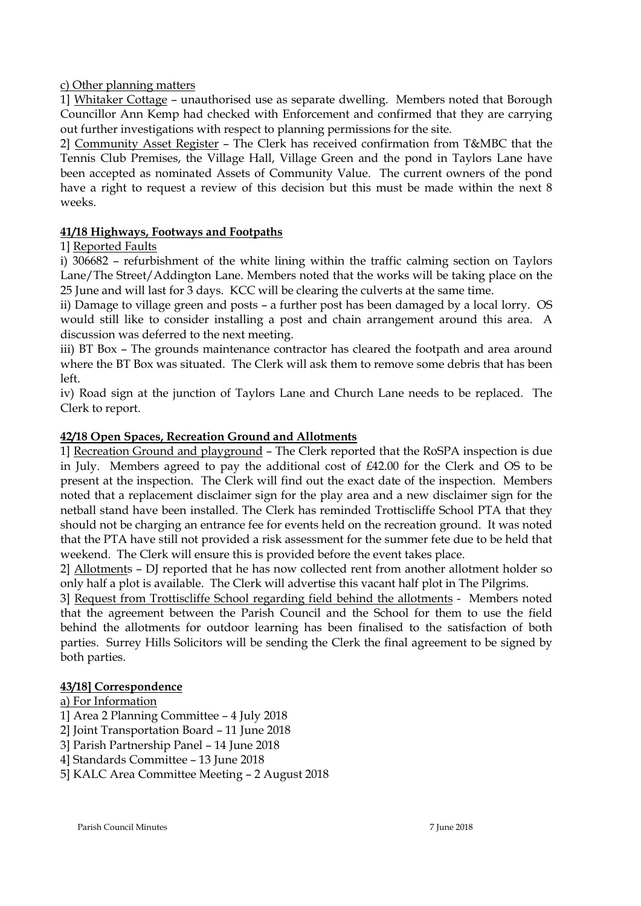c) Other planning matters

1] Whitaker Cottage – unauthorised use as separate dwelling. Members noted that Borough Councillor Ann Kemp had checked with Enforcement and confirmed that they are carrying out further investigations with respect to planning permissions for the site.

2] Community Asset Register – The Clerk has received confirmation from T&MBC that the Tennis Club Premises, the Village Hall, Village Green and the pond in Taylors Lane have been accepted as nominated Assets of Community Value. The current owners of the pond have a right to request a review of this decision but this must be made within the next 8 weeks.

**41/18 Highways, Footways and Footpaths**

1] Reported Faults

i) 306682 – refurbishment of the white lining within the traffic calming section on Taylors Lane/The Street/Addington Lane. Members noted that the works will be taking place on the 25 June and will last for 3 days. KCC will be clearing the culverts at the same time.

ii) Damage to village green and posts – a further post has been damaged by a local lorry. OS would still like to consider installing a post and chain arrangement around this area. A discussion was deferred to the next meeting.

iii) BT Box – The grounds maintenance contractor has cleared the footpath and area around where the BT Box was situated. The Clerk will ask them to remove some debris that has been left.

iv) Road sign at the junction of Taylors Lane and Church Lane needs to be replaced. The Clerk to report.

**42/18 Open Spaces, Recreation Ground and Allotments**

1] Recreation Ground and playground – The Clerk reported that the RoSPA inspection is due in July. Members agreed to pay the additional cost of £42.00 for the Clerk and OS to be present at the inspection. The Clerk will find out the exact date of the inspection. Members noted that a replacement disclaimer sign for the play area and a new disclaimer sign for the netball stand have been installed. The Clerk has reminded Trottiscliffe School PTA that they should not be charging an entrance fee for events held on the recreation ground. It was noted that the PTA have still not provided a risk assessment for the summer fete due to be held that weekend. The Clerk will ensure this is provided before the event takes place.

2] Allotments – DJ reported that he has now collected rent from another allotment holder so only half a plot is available. The Clerk will advertise this vacant half plot in The Pilgrims.

3] Request from Trottiscliffe School regarding field behind the allotments - Members noted that the agreement between the Parish Council and the School for them to use the field behind the allotments for outdoor learning has been finalised to the satisfaction of both parties. Surrey Hills Solicitors will be sending the Clerk the final agreement to be signed by both parties.

**43/18] Correspondence**

a) For Information

1] Area 2 Planning Committee – 4 July 2018

2] Joint Transportation Board – 11 June 2018

3] Parish Partnership Panel – 14 June 2018

4] Standards Committee – 13 June 2018

5] KALC Area Committee Meeting – 2 August 2018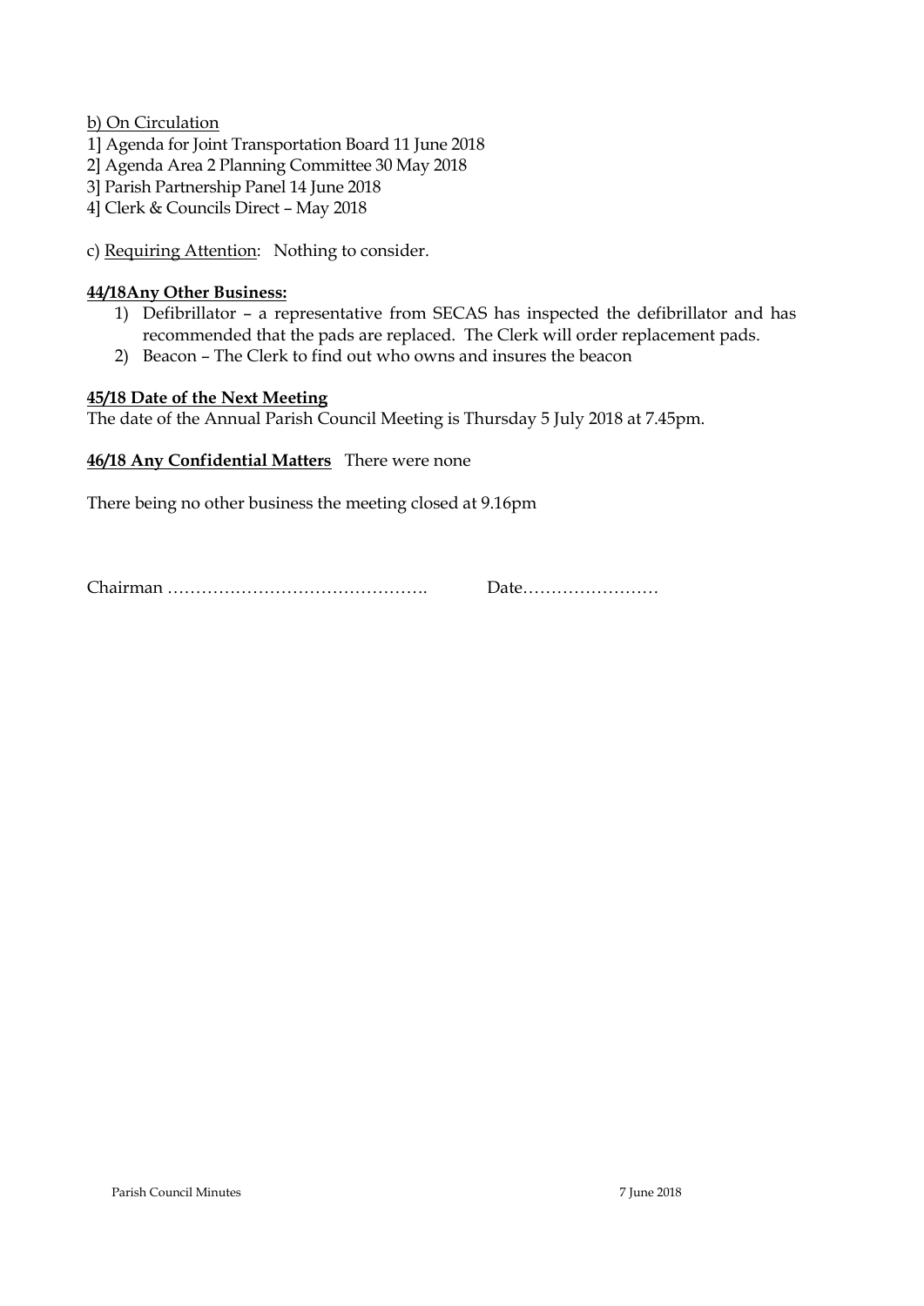b) On Circulation

1] Agenda for Joint Transportation Board 11 June 2018
2] Agenda Area 2 Planning Committee 30 May 2018
3] Parish Partnership Panel 14 June 2018
4] Clerk & Councils Direct – May 2018

c) Requiring Attention: Nothing to consider.

**44/18Any Other Business:**

1) Defibrillator – a representative from SECAS has inspected the defibrillator and has recommended that the pads are replaced. The Clerk will order replacement pads.
2) Beacon – The Clerk to find out who owns and insures the beacon

**45/18 Date of the Next Meeting**

The date of the Annual Parish Council Meeting is Thursday 5 July 2018 at 7.45pm.

**46/18 Any Confidential Matters** There were none

There being no other business the meeting closed at 9.16pm

Chairman ………………………………………. Date……………………